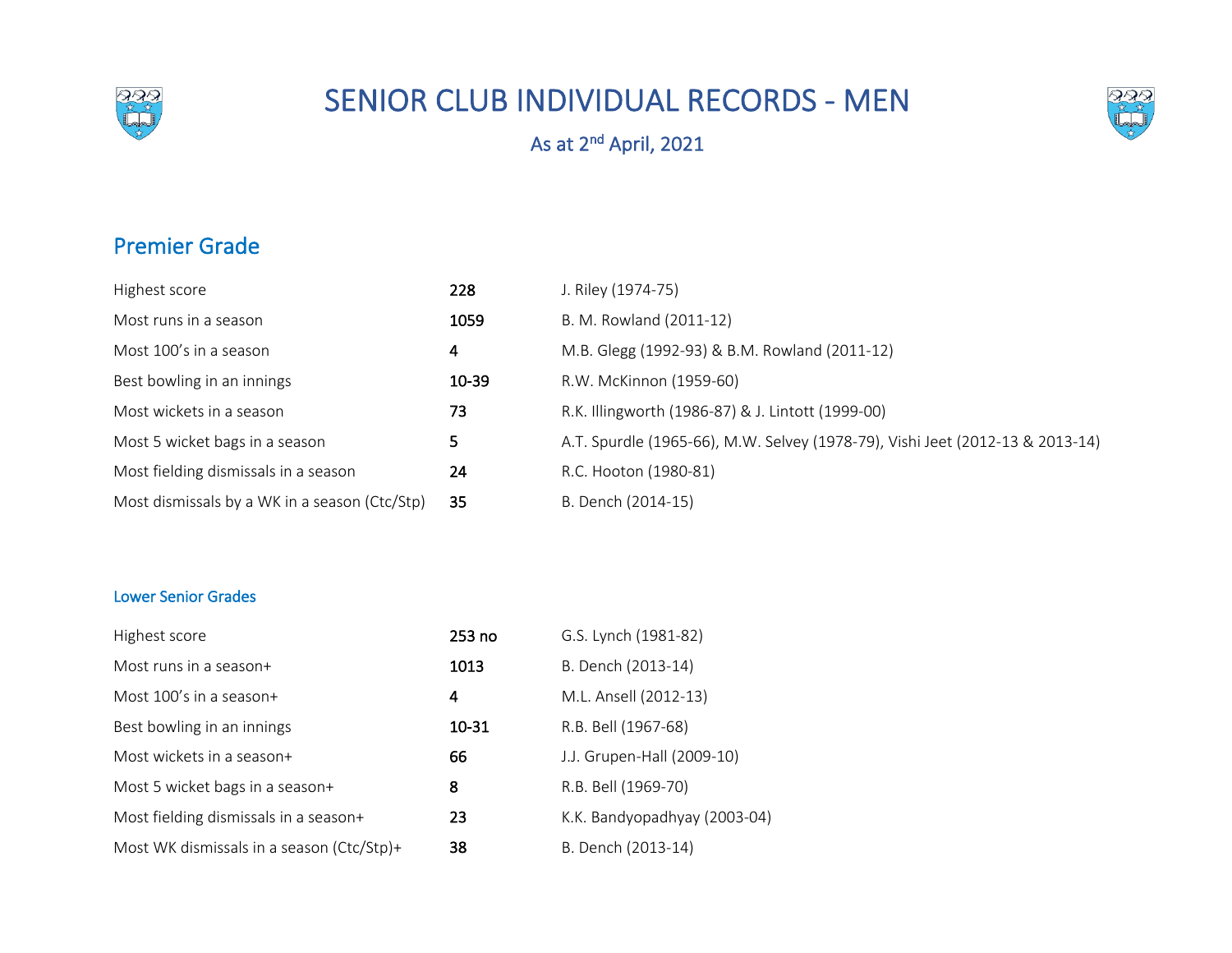# SENIOR CLUB INDIVIDUAL RECORDS - MEN

As at 2nd April, 2021

## Premier Grade

| | | |
|---|---|---|
| Highest score | **228** | J. Riley (1974-75) |
| Most runs in a season | **1059** | B. M. Rowland (2011-12) |
| Most 100's in a season | **4** | M.B. Glegg (1992-93) & B.M. Rowland (2011-12) |
| Best bowling in an innings | **10-39** | R.W. McKinnon (1959-60) |
| Most wickets in a season | **73** | R.K. Illingworth (1986-87) & J. Lintott (1999-00) |
| Most 5 wicket bags in a season | **5** | A.T. Spurdle (1965-66), M.W. Selvey (1978-79), Vishi Jeet (2012-13 & 2013-14) |
| Most fielding dismissals in a season | **24** | R.C. Hooton (1980-81) |
| Most dismissals by a WK in a season (Ctc/Stp) | **35** | B. Dench (2014-15) |

### Lower Senior Grades

| | | |
|---|---|---|
| Highest score | **253 no** | G.S. Lynch (1981-82) |
| Most runs in a season+ | **1013** | B. Dench (2013-14) |
| Most 100's in a season+ | **4** | M.L. Ansell (2012-13) |
| Best bowling in an innings | **10-31** | R.B. Bell (1967-68) |
| Most wickets in a season+ | **66** | J.J. Grupen-Hall (2009-10) |
| Most 5 wicket bags in a season+ | **8** | R.B. Bell (1969-70) |
| Most fielding dismissals in a season+ | **23** | K.K. Bandyopadhyay (2003-04) |
| Most WK dismissals in a season (Ctc/Stp)+ | **38** | B. Dench (2013-14) |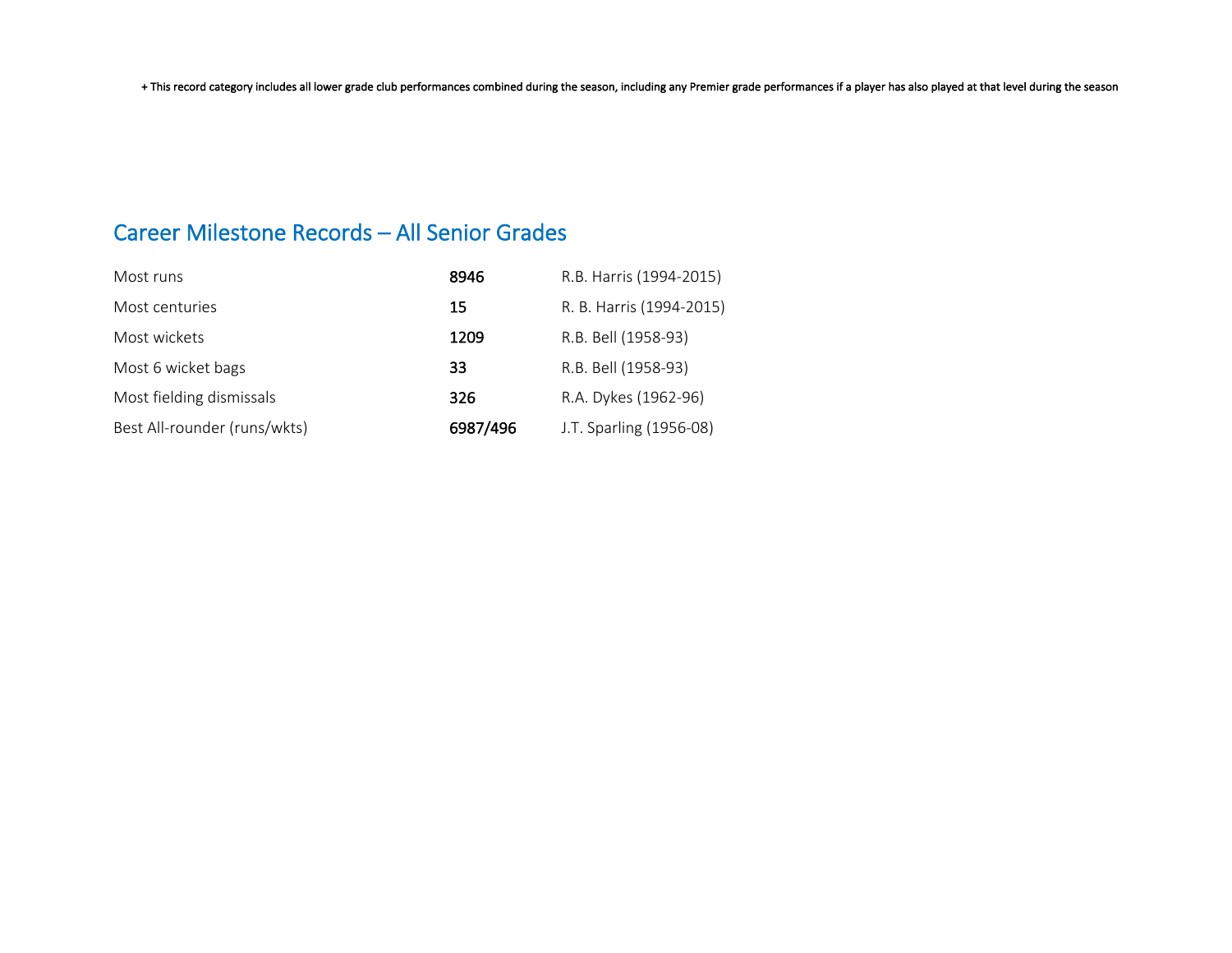+ This record category includes all lower grade club performances combined during the season, including any Premier grade performances if a player has also played at that level during the season

## Career Milestone Records – All Senior Grades

| | | |
|---|---|---|
| Most runs | **8946** | R.B. Harris (1994-2015) |
| Most centuries | **15** | R. B. Harris (1994-2015) |
| Most wickets | **1209** | R.B. Bell (1958-93) |
| Most 6 wicket bags | **33** | R.B. Bell (1958-93) |
| Most fielding dismissals | **326** | R.A. Dykes (1962-96) |
| Best All-rounder (runs/wkts) | **6987/496** | J.T. Sparling (1956-08) |